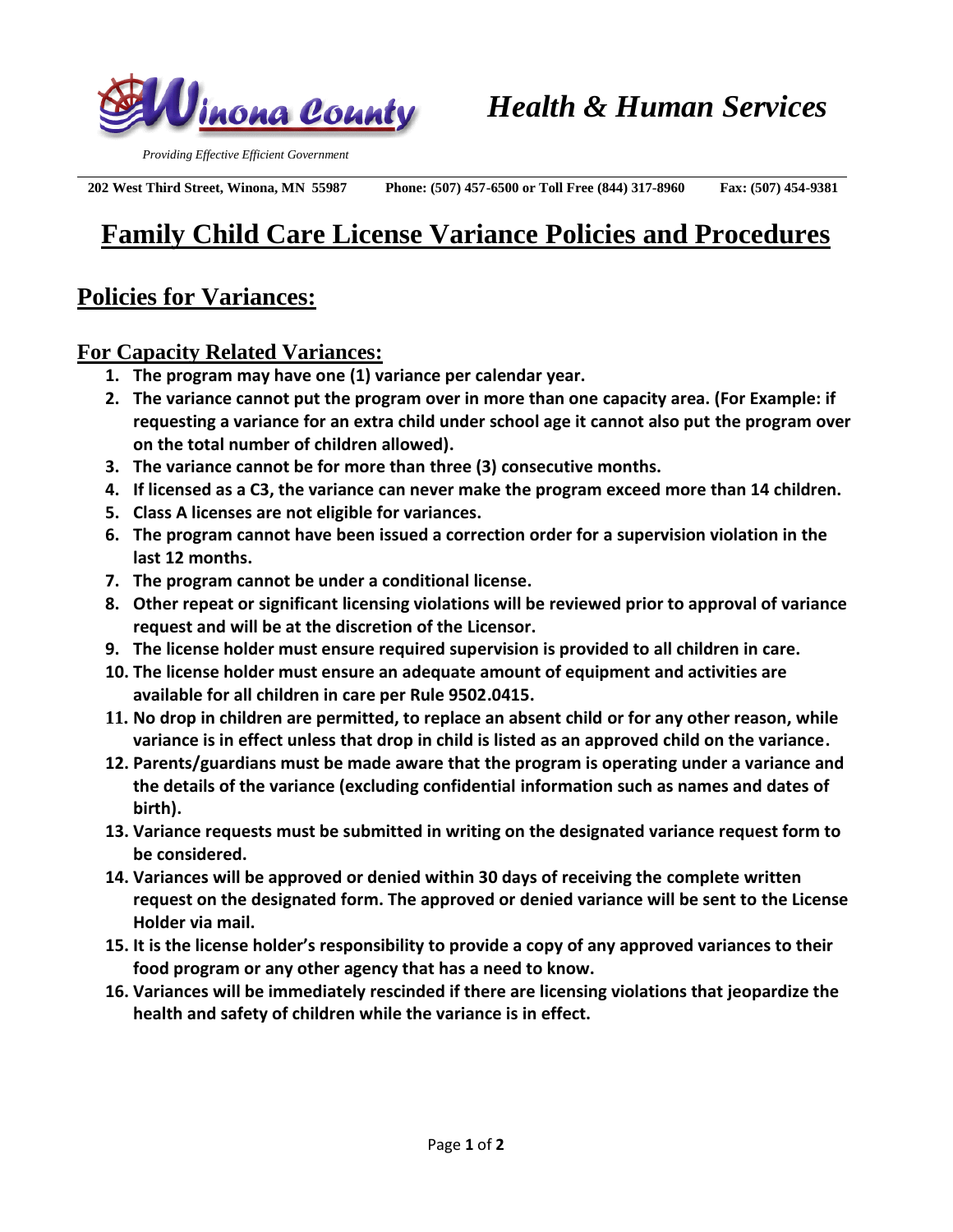Winona County

*Health & Human Services*

*Providing Effective Efficient Government*

**202 West Third Street, Winona, MN 55987 Phone: (507) 457-6500 or Toll Free (844) 317-8960 Fax: (507) 454-9381**

# Family Child Care License Variance Policies and Procedures

## Policies for Variances:

### For Capacity Related Variances:

1. **The program may have one (1) variance per calendar year.**
2. **The variance cannot put the program over in more than one capacity area. (For Example: if requesting a variance for an extra child under school age it cannot also put the program over on the total number of children allowed).**
3. **The variance cannot be for more than three (3) consecutive months.**
4. **If licensed as a C3, the variance can never make the program exceed more than 14 children.**
5. **Class A licenses are not eligible for variances.**
6. **The program cannot have been issued a correction order for a supervision violation in the last 12 months.**
7. **The program cannot be under a conditional license.**
8. **Other repeat or significant licensing violations will be reviewed prior to approval of variance request and will be at the discretion of the Licensor.**
9. **The license holder must ensure required supervision is provided to all children in care.**
10. **The license holder must ensure an adequate amount of equipment and activities are available for all children in care per Rule 9502.0415.**
11. **No drop in children are permitted, to replace an absent child or for any other reason, while variance is in effect unless that drop in child is listed as an approved child on the variance.**
12. **Parents/guardians must be made aware that the program is operating under a variance and the details of the variance (excluding confidential information such as names and dates of birth).**
13. **Variance requests must be submitted in writing on the designated variance request form to be considered.**
14. **Variances will be approved or denied within 30 days of receiving the complete written request on the designated form. The approved or denied variance will be sent to the License Holder via mail.**
15. **It is the license holder's responsibility to provide a copy of any approved variances to their food program or any other agency that has a need to know.**
16. **Variances will be immediately rescinded if there are licensing violations that jeopardize the health and safety of children while the variance is in effect.**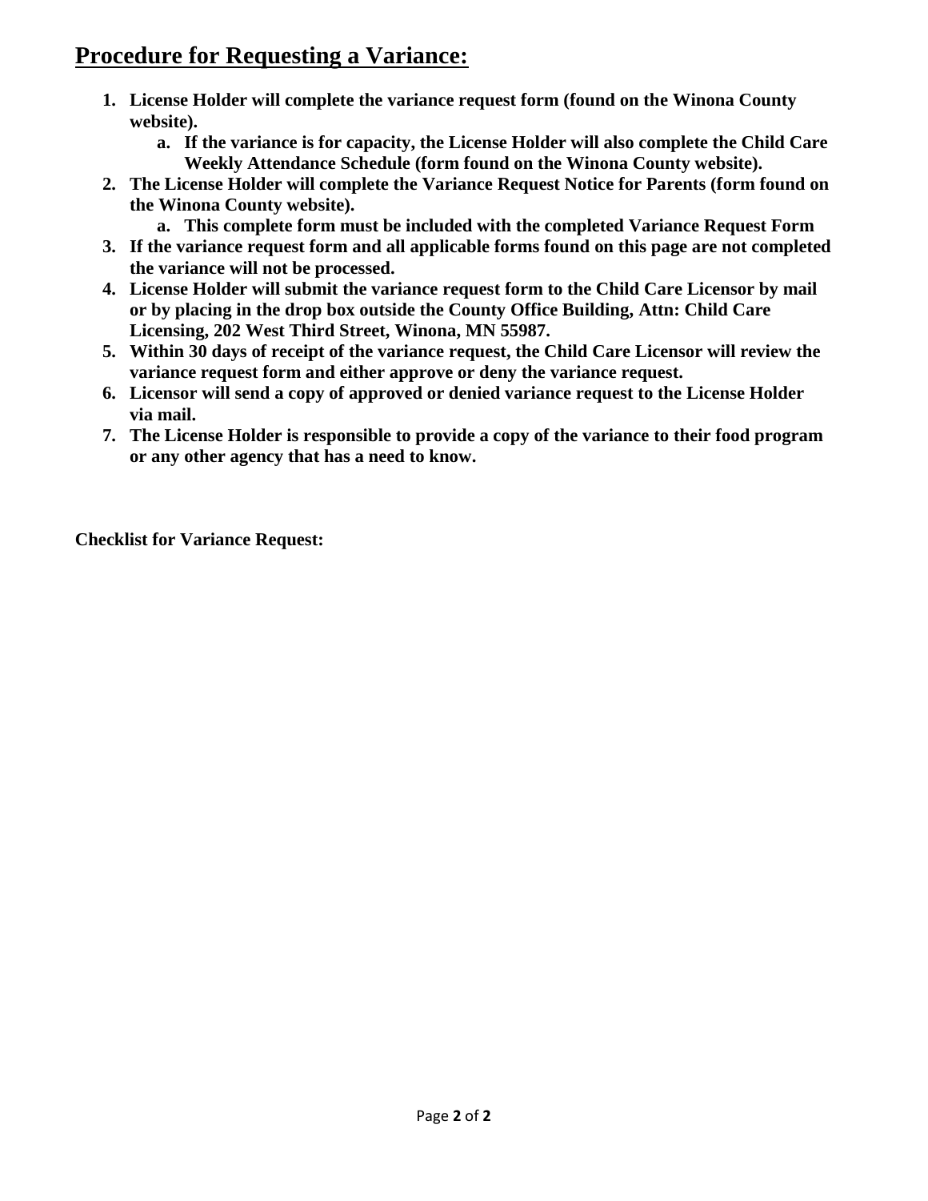## Procedure for Requesting a Variance:

1. **License Holder will complete the variance request form (found on the Winona County website).**
   a. **If the variance is for capacity, the License Holder will also complete the Child Care Weekly Attendance Schedule (form found on the Winona County website).**
2. **The License Holder will complete the Variance Request Notice for Parents (form found on the Winona County website).**
   a. **This complete form must be included with the completed Variance Request Form**
3. **If the variance request form and all applicable forms found on this page are not completed the variance will not be processed.**
4. **License Holder will submit the variance request form to the Child Care Licensor by mail or by placing in the drop box outside the County Office Building, Attn: Child Care Licensing, 202 West Third Street, Winona, MN 55987.**
5. **Within 30 days of receipt of the variance request, the Child Care Licensor will review the variance request form and either approve or deny the variance request.**
6. **Licensor will send a copy of approved or denied variance request to the License Holder via mail.**
7. **The License Holder is responsible to provide a copy of the variance to their food program or any other agency that has a need to know.**

**Checklist for Variance Request:**